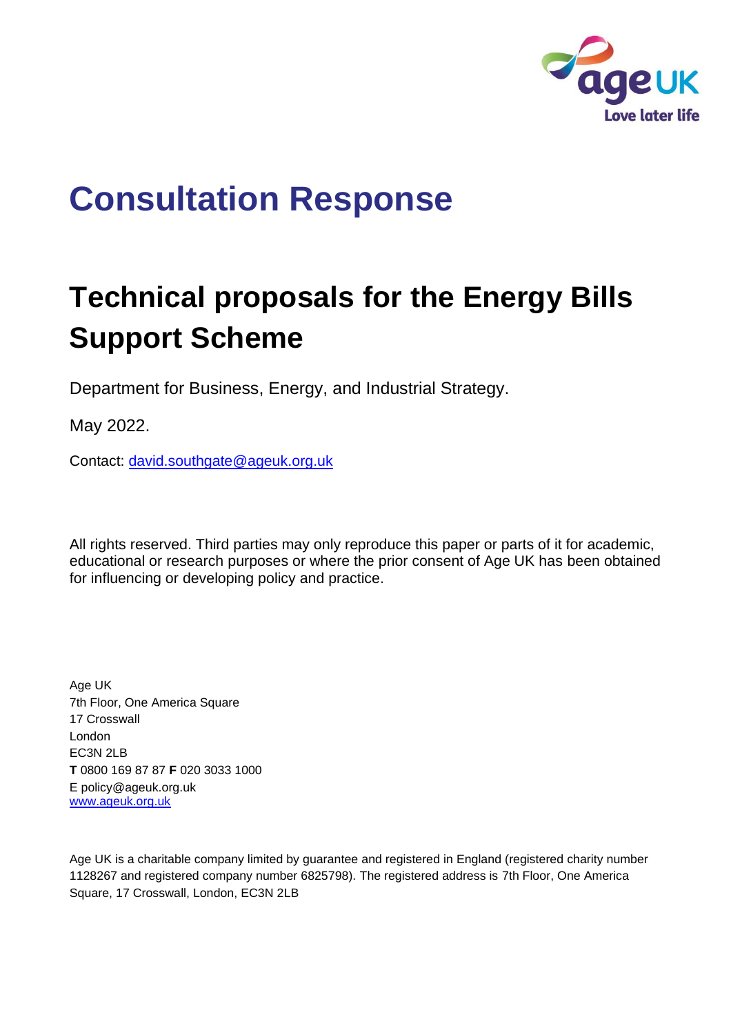# Consultation Response

## Technical proposals for the Energy Bills Support Scheme

Department for Business, Energy, and Industrial Strategy.

May 2022.

Contact: david.southgate@ageuk.org.uk

All rights reserved. Third parties may only reproduce this paper or parts of it for academic, educational or research purposes or where the prior consent of Age UK has been obtained for influencing or developing policy and practice.

Age UK
7th Floor, One America Square
17 Crosswall
London
EC3N 2LB
**T** 0800 169 87 87 **F** 020 3033 1000
E policy@ageuk.org.uk
www.ageuk.org.uk

Age UK is a charitable company limited by guarantee and registered in England (registered charity number 1128267 and registered company number 6825798). The registered address is 7th Floor, One America Square, 17 Crosswall, London, EC3N 2LB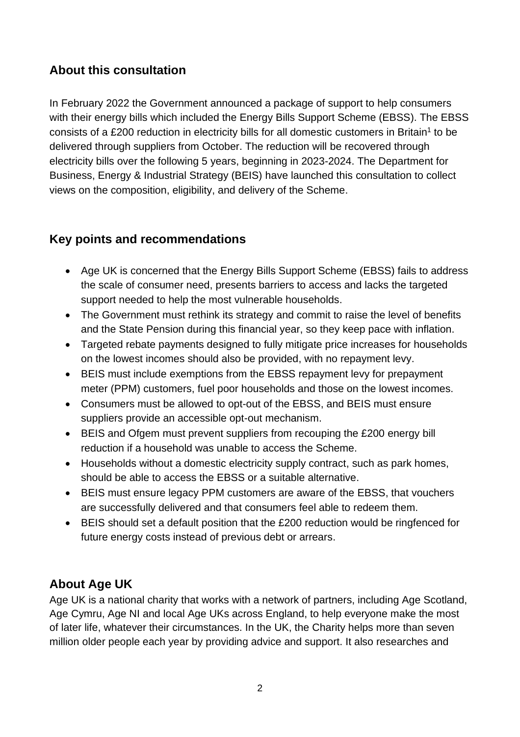## About this consultation

In February 2022 the Government announced a package of support to help consumers with their energy bills which included the Energy Bills Support Scheme (EBSS). The EBSS consists of a £200 reduction in electricity bills for all domestic customers in Britain[1] to be delivered through suppliers from October. The reduction will be recovered through electricity bills over the following 5 years, beginning in 2023-2024. The Department for Business, Energy & Industrial Strategy (BEIS) have launched this consultation to collect views on the composition, eligibility, and delivery of the Scheme.

## Key points and recommendations

- Age UK is concerned that the Energy Bills Support Scheme (EBSS) fails to address the scale of consumer need, presents barriers to access and lacks the targeted support needed to help the most vulnerable households.
- The Government must rethink its strategy and commit to raise the level of benefits and the State Pension during this financial year, so they keep pace with inflation.
- Targeted rebate payments designed to fully mitigate price increases for households on the lowest incomes should also be provided, with no repayment levy.
- BEIS must include exemptions from the EBSS repayment levy for prepayment meter (PPM) customers, fuel poor households and those on the lowest incomes.
- Consumers must be allowed to opt-out of the EBSS, and BEIS must ensure suppliers provide an accessible opt-out mechanism.
- BEIS and Ofgem must prevent suppliers from recouping the £200 energy bill reduction if a household was unable to access the Scheme.
- Households without a domestic electricity supply contract, such as park homes, should be able to access the EBSS or a suitable alternative.
- BEIS must ensure legacy PPM customers are aware of the EBSS, that vouchers are successfully delivered and that consumers feel able to redeem them.
- BEIS should set a default position that the £200 reduction would be ringfenced for future energy costs instead of previous debt or arrears.

## About Age UK

Age UK is a national charity that works with a network of partners, including Age Scotland, Age Cymru, Age NI and local Age UKs across England, to help everyone make the most of later life, whatever their circumstances. In the UK, the Charity helps more than seven million older people each year by providing advice and support. It also researches and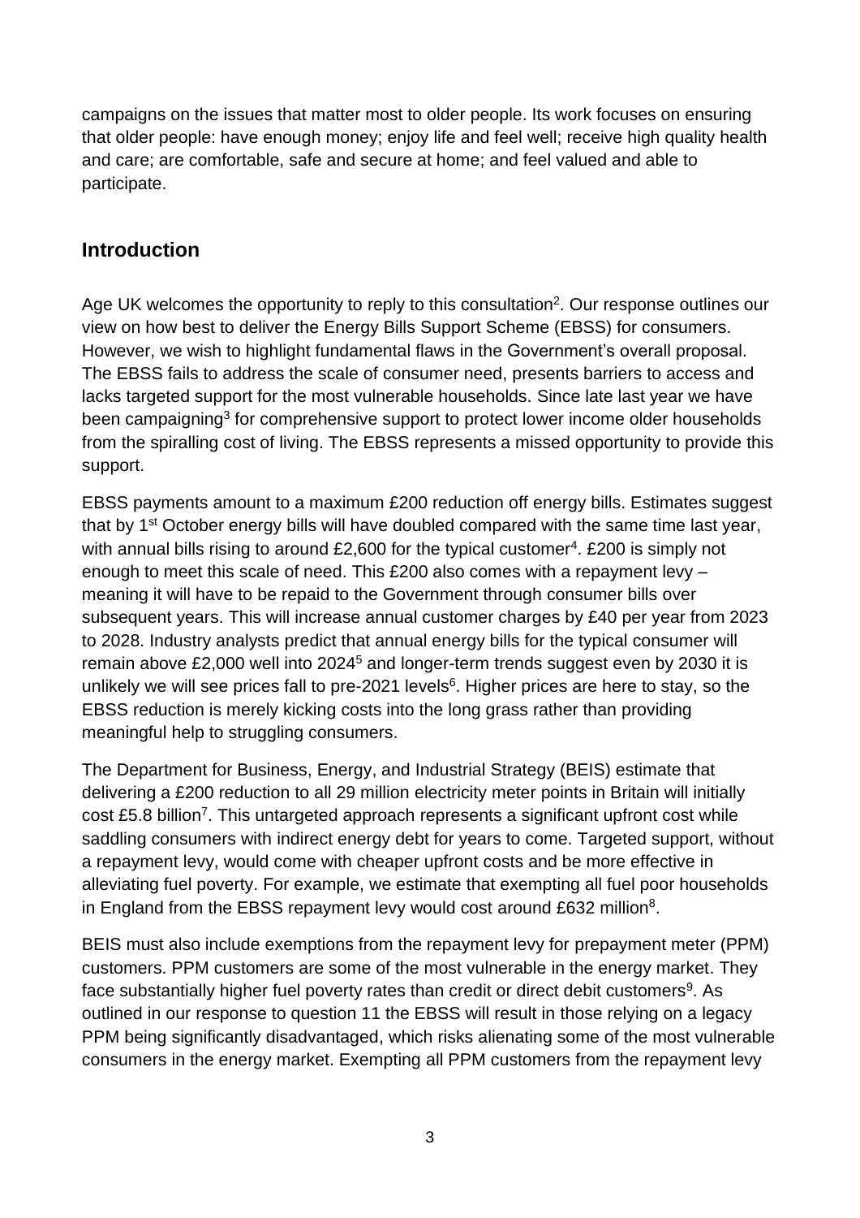campaigns on the issues that matter most to older people. Its work focuses on ensuring that older people: have enough money; enjoy life and feel well; receive high quality health and care; are comfortable, safe and secure at home; and feel valued and able to participate.

## Introduction

Age UK welcomes the opportunity to reply to this consultation[2]. Our response outlines our view on how best to deliver the Energy Bills Support Scheme (EBSS) for consumers. However, we wish to highlight fundamental flaws in the Government's overall proposal. The EBSS fails to address the scale of consumer need, presents barriers to access and lacks targeted support for the most vulnerable households. Since late last year we have been campaigning[3] for comprehensive support to protect lower income older households from the spiralling cost of living. The EBSS represents a missed opportunity to provide this support.

EBSS payments amount to a maximum £200 reduction off energy bills. Estimates suggest that by 1st October energy bills will have doubled compared with the same time last year, with annual bills rising to around £2,600 for the typical customer[4]. £200 is simply not enough to meet this scale of need. This £200 also comes with a repayment levy – meaning it will have to be repaid to the Government through consumer bills over subsequent years. This will increase annual customer charges by £40 per year from 2023 to 2028. Industry analysts predict that annual energy bills for the typical consumer will remain above £2,000 well into 2024[5] and longer-term trends suggest even by 2030 it is unlikely we will see prices fall to pre-2021 levels[6]. Higher prices are here to stay, so the EBSS reduction is merely kicking costs into the long grass rather than providing meaningful help to struggling consumers.

The Department for Business, Energy, and Industrial Strategy (BEIS) estimate that delivering a £200 reduction to all 29 million electricity meter points in Britain will initially cost £5.8 billion[7]. This untargeted approach represents a significant upfront cost while saddling consumers with indirect energy debt for years to come. Targeted support, without a repayment levy, would come with cheaper upfront costs and be more effective in alleviating fuel poverty. For example, we estimate that exempting all fuel poor households in England from the EBSS repayment levy would cost around £632 million[8].

BEIS must also include exemptions from the repayment levy for prepayment meter (PPM) customers. PPM customers are some of the most vulnerable in the energy market. They face substantially higher fuel poverty rates than credit or direct debit customers[9]. As outlined in our response to question 11 the EBSS will result in those relying on a legacy PPM being significantly disadvantaged, which risks alienating some of the most vulnerable consumers in the energy market. Exempting all PPM customers from the repayment levy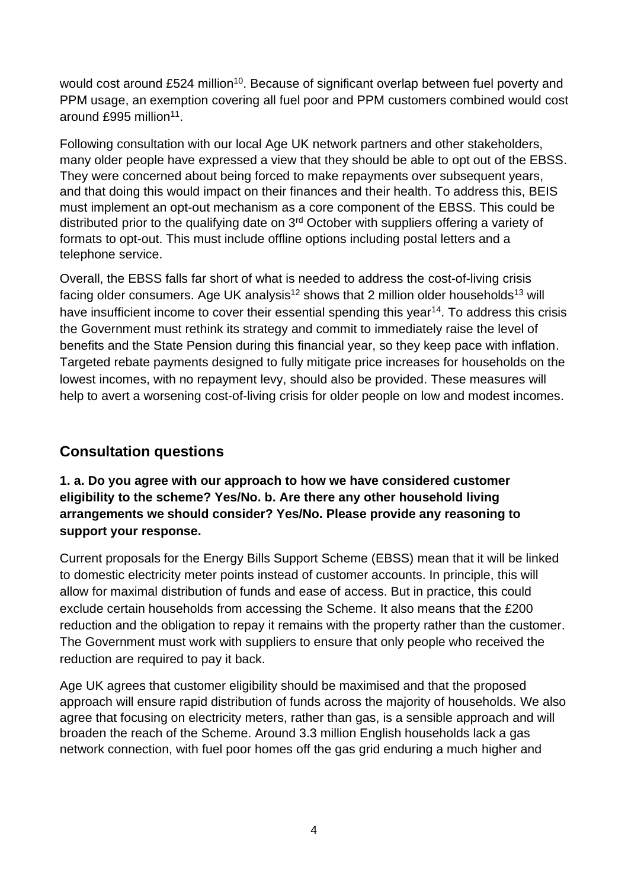would cost around £524 million[10]. Because of significant overlap between fuel poverty and PPM usage, an exemption covering all fuel poor and PPM customers combined would cost around £995 million[11].

Following consultation with our local Age UK network partners and other stakeholders, many older people have expressed a view that they should be able to opt out of the EBSS. They were concerned about being forced to make repayments over subsequent years, and that doing this would impact on their finances and their health. To address this, BEIS must implement an opt-out mechanism as a core component of the EBSS. This could be distributed prior to the qualifying date on 3rd October with suppliers offering a variety of formats to opt-out. This must include offline options including postal letters and a telephone service.

Overall, the EBSS falls far short of what is needed to address the cost-of-living crisis facing older consumers. Age UK analysis[12] shows that 2 million older households[13] will have insufficient income to cover their essential spending this year[14]. To address this crisis the Government must rethink its strategy and commit to immediately raise the level of benefits and the State Pension during this financial year, so they keep pace with inflation. Targeted rebate payments designed to fully mitigate price increases for households on the lowest incomes, with no repayment levy, should also be provided. These measures will help to avert a worsening cost-of-living crisis for older people on low and modest incomes.

## Consultation questions

**1. a. Do you agree with our approach to how we have considered customer eligibility to the scheme? Yes/No. b. Are there any other household living arrangements we should consider? Yes/No. Please provide any reasoning to support your response.**

Current proposals for the Energy Bills Support Scheme (EBSS) mean that it will be linked to domestic electricity meter points instead of customer accounts. In principle, this will allow for maximal distribution of funds and ease of access. But in practice, this could exclude certain households from accessing the Scheme. It also means that the £200 reduction and the obligation to repay it remains with the property rather than the customer. The Government must work with suppliers to ensure that only people who received the reduction are required to pay it back.

Age UK agrees that customer eligibility should be maximised and that the proposed approach will ensure rapid distribution of funds across the majority of households. We also agree that focusing on electricity meters, rather than gas, is a sensible approach and will broaden the reach of the Scheme. Around 3.3 million English households lack a gas network connection, with fuel poor homes off the gas grid enduring a much higher and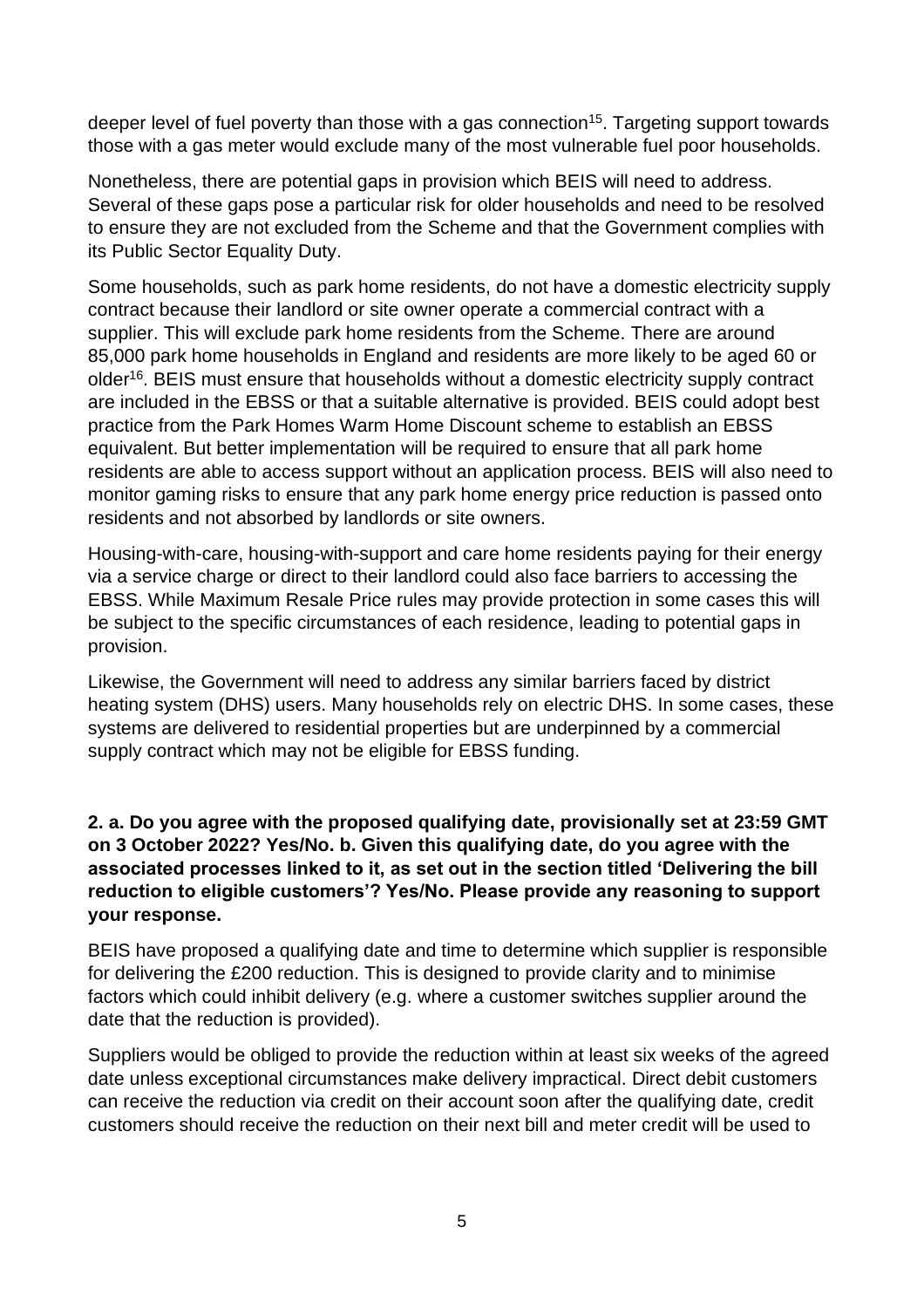deeper level of fuel poverty than those with a gas connection[15]. Targeting support towards those with a gas meter would exclude many of the most vulnerable fuel poor households.

Nonetheless, there are potential gaps in provision which BEIS will need to address. Several of these gaps pose a particular risk for older households and need to be resolved to ensure they are not excluded from the Scheme and that the Government complies with its Public Sector Equality Duty.

Some households, such as park home residents, do not have a domestic electricity supply contract because their landlord or site owner operate a commercial contract with a supplier. This will exclude park home residents from the Scheme. There are around 85,000 park home households in England and residents are more likely to be aged 60 or older[16]. BEIS must ensure that households without a domestic electricity supply contract are included in the EBSS or that a suitable alternative is provided. BEIS could adopt best practice from the Park Homes Warm Home Discount scheme to establish an EBSS equivalent. But better implementation will be required to ensure that all park home residents are able to access support without an application process. BEIS will also need to monitor gaming risks to ensure that any park home energy price reduction is passed onto residents and not absorbed by landlords or site owners.

Housing-with-care, housing-with-support and care home residents paying for their energy via a service charge or direct to their landlord could also face barriers to accessing the EBSS. While Maximum Resale Price rules may provide protection in some cases this will be subject to the specific circumstances of each residence, leading to potential gaps in provision.

Likewise, the Government will need to address any similar barriers faced by district heating system (DHS) users. Many households rely on electric DHS. In some cases, these systems are delivered to residential properties but are underpinned by a commercial supply contract which may not be eligible for EBSS funding.

**2. a. Do you agree with the proposed qualifying date, provisionally set at 23:59 GMT on 3 October 2022? Yes/No. b. Given this qualifying date, do you agree with the associated processes linked to it, as set out in the section titled 'Delivering the bill reduction to eligible customers'? Yes/No. Please provide any reasoning to support your response.**

BEIS have proposed a qualifying date and time to determine which supplier is responsible for delivering the £200 reduction. This is designed to provide clarity and to minimise factors which could inhibit delivery (e.g. where a customer switches supplier around the date that the reduction is provided).

Suppliers would be obliged to provide the reduction within at least six weeks of the agreed date unless exceptional circumstances make delivery impractical. Direct debit customers can receive the reduction via credit on their account soon after the qualifying date, credit customers should receive the reduction on their next bill and meter credit will be used to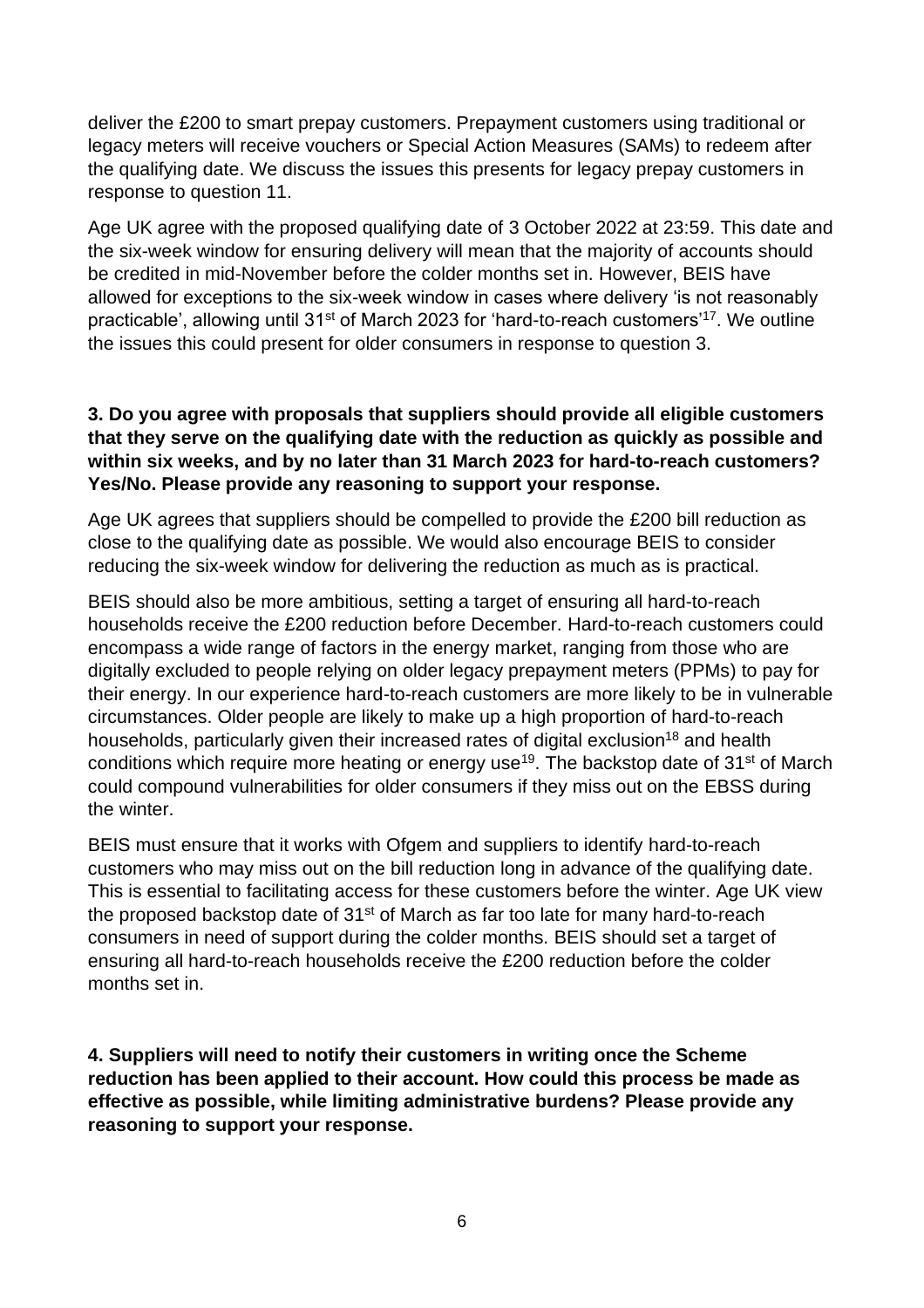deliver the £200 to smart prepay customers. Prepayment customers using traditional or legacy meters will receive vouchers or Special Action Measures (SAMs) to redeem after the qualifying date. We discuss the issues this presents for legacy prepay customers in response to question 11.

Age UK agree with the proposed qualifying date of 3 October 2022 at 23:59. This date and the six-week window for ensuring delivery will mean that the majority of accounts should be credited in mid-November before the colder months set in. However, BEIS have allowed for exceptions to the six-week window in cases where delivery 'is not reasonably practicable', allowing until 31st of March 2023 for 'hard-to-reach customers'[17]. We outline the issues this could present for older consumers in response to question 3.

**3. Do you agree with proposals that suppliers should provide all eligible customers that they serve on the qualifying date with the reduction as quickly as possible and within six weeks, and by no later than 31 March 2023 for hard-to-reach customers? Yes/No. Please provide any reasoning to support your response.**

Age UK agrees that suppliers should be compelled to provide the £200 bill reduction as close to the qualifying date as possible. We would also encourage BEIS to consider reducing the six-week window for delivering the reduction as much as is practical.

BEIS should also be more ambitious, setting a target of ensuring all hard-to-reach households receive the £200 reduction before December. Hard-to-reach customers could encompass a wide range of factors in the energy market, ranging from those who are digitally excluded to people relying on older legacy prepayment meters (PPMs) to pay for their energy. In our experience hard-to-reach customers are more likely to be in vulnerable circumstances. Older people are likely to make up a high proportion of hard-to-reach households, particularly given their increased rates of digital exclusion[18] and health conditions which require more heating or energy use[19]. The backstop date of 31st of March could compound vulnerabilities for older consumers if they miss out on the EBSS during the winter.

BEIS must ensure that it works with Ofgem and suppliers to identify hard-to-reach customers who may miss out on the bill reduction long in advance of the qualifying date. This is essential to facilitating access for these customers before the winter. Age UK view the proposed backstop date of 31st of March as far too late for many hard-to-reach consumers in need of support during the colder months. BEIS should set a target of ensuring all hard-to-reach households receive the £200 reduction before the colder months set in.

**4. Suppliers will need to notify their customers in writing once the Scheme reduction has been applied to their account. How could this process be made as effective as possible, while limiting administrative burdens? Please provide any reasoning to support your response.**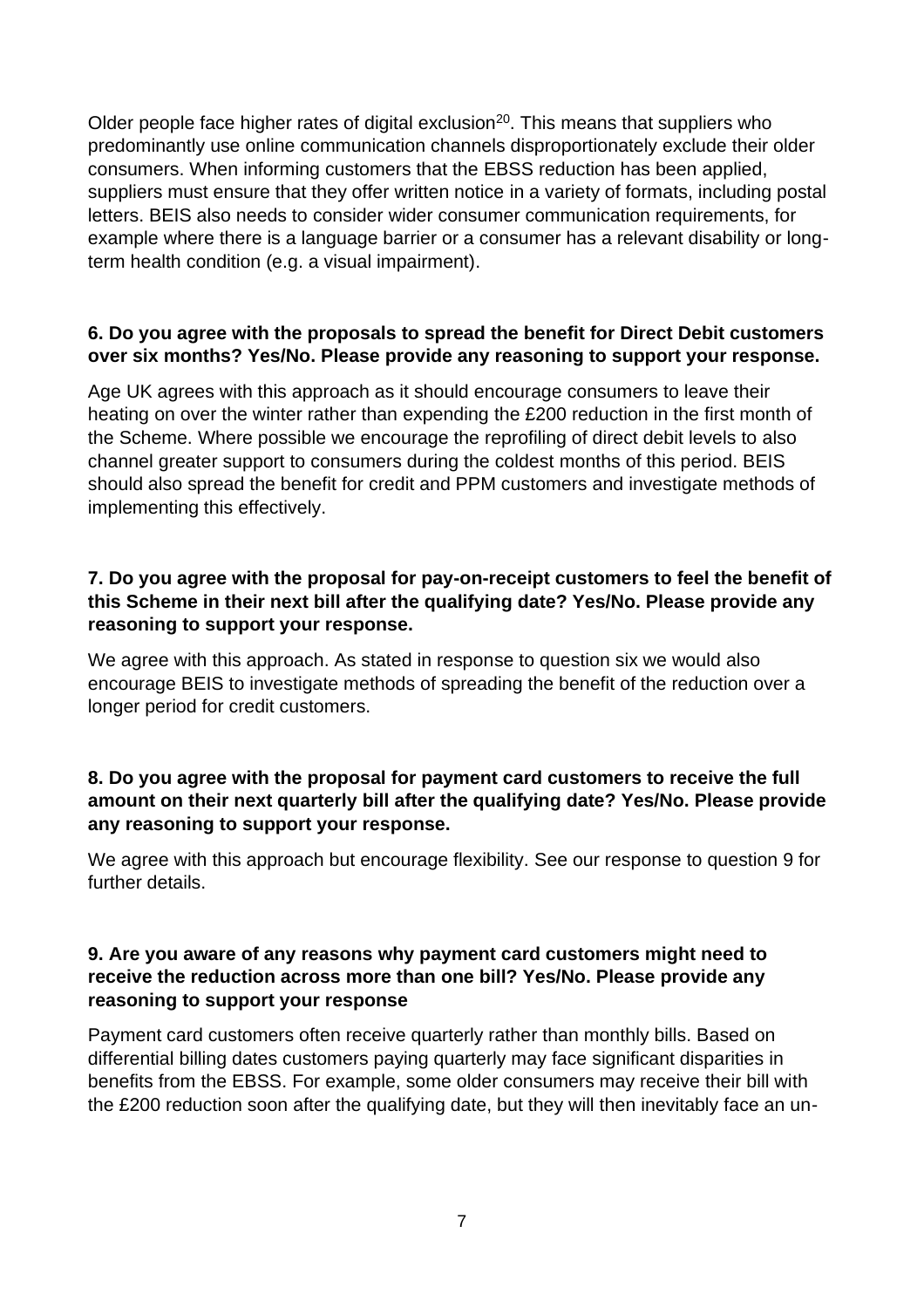Older people face higher rates of digital exclusion[20]. This means that suppliers who predominantly use online communication channels disproportionately exclude their older consumers. When informing customers that the EBSS reduction has been applied, suppliers must ensure that they offer written notice in a variety of formats, including postal letters. BEIS also needs to consider wider consumer communication requirements, for example where there is a language barrier or a consumer has a relevant disability or long-term health condition (e.g. a visual impairment).

**6. Do you agree with the proposals to spread the benefit for Direct Debit customers over six months? Yes/No. Please provide any reasoning to support your response.**

Age UK agrees with this approach as it should encourage consumers to leave their heating on over the winter rather than expending the £200 reduction in the first month of the Scheme. Where possible we encourage the reprofiling of direct debit levels to also channel greater support to consumers during the coldest months of this period. BEIS should also spread the benefit for credit and PPM customers and investigate methods of implementing this effectively.

**7. Do you agree with the proposal for pay-on-receipt customers to feel the benefit of this Scheme in their next bill after the qualifying date? Yes/No. Please provide any reasoning to support your response.**

We agree with this approach. As stated in response to question six we would also encourage BEIS to investigate methods of spreading the benefit of the reduction over a longer period for credit customers.

**8. Do you agree with the proposal for payment card customers to receive the full amount on their next quarterly bill after the qualifying date? Yes/No. Please provide any reasoning to support your response.**

We agree with this approach but encourage flexibility. See our response to question 9 for further details.

**9. Are you aware of any reasons why payment card customers might need to receive the reduction across more than one bill? Yes/No. Please provide any reasoning to support your response**

Payment card customers often receive quarterly rather than monthly bills. Based on differential billing dates customers paying quarterly may face significant disparities in benefits from the EBSS. For example, some older consumers may receive their bill with the £200 reduction soon after the qualifying date, but they will then inevitably face an un-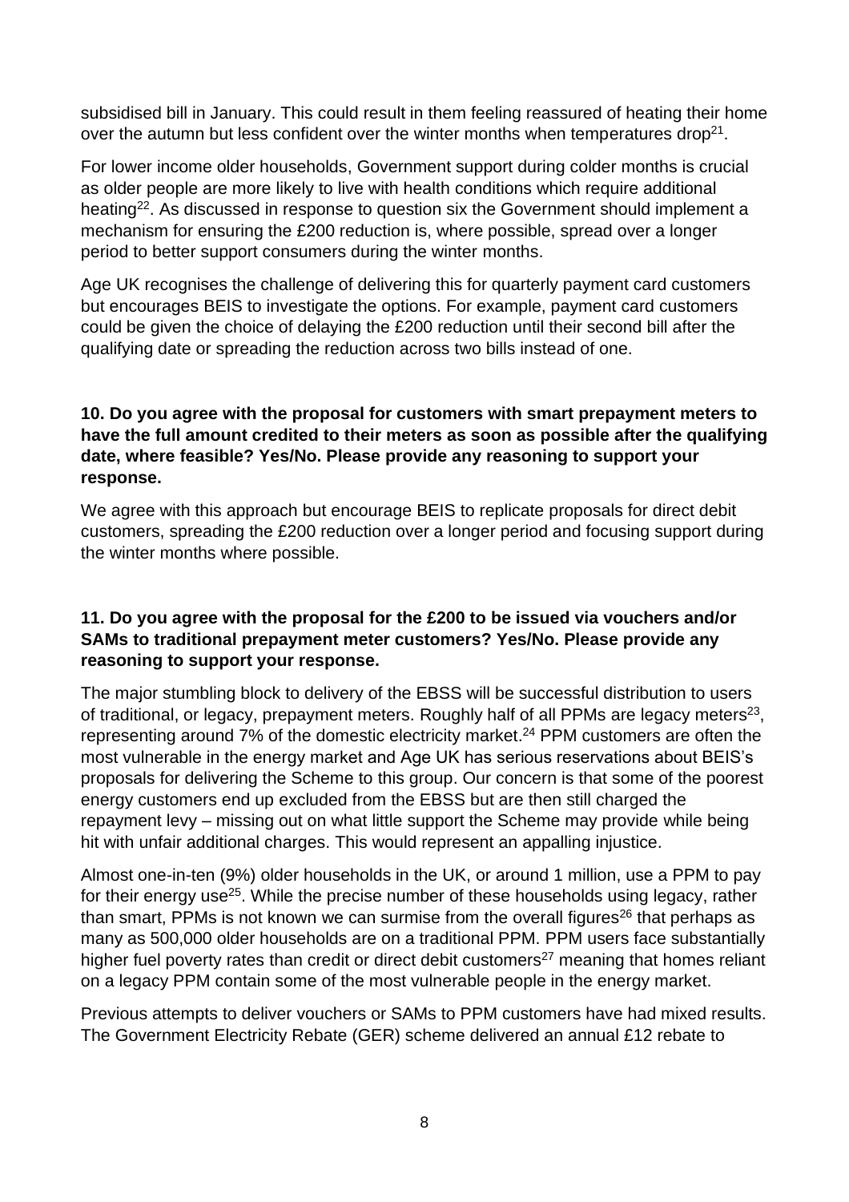subsidised bill in January. This could result in them feeling reassured of heating their home over the autumn but less confident over the winter months when temperatures drop[21].

For lower income older households, Government support during colder months is crucial as older people are more likely to live with health conditions which require additional heating[22]. As discussed in response to question six the Government should implement a mechanism for ensuring the £200 reduction is, where possible, spread over a longer period to better support consumers during the winter months.

Age UK recognises the challenge of delivering this for quarterly payment card customers but encourages BEIS to investigate the options. For example, payment card customers could be given the choice of delaying the £200 reduction until their second bill after the qualifying date or spreading the reduction across two bills instead of one.

**10. Do you agree with the proposal for customers with smart prepayment meters to have the full amount credited to their meters as soon as possible after the qualifying date, where feasible? Yes/No. Please provide any reasoning to support your response.**

We agree with this approach but encourage BEIS to replicate proposals for direct debit customers, spreading the £200 reduction over a longer period and focusing support during the winter months where possible.

**11. Do you agree with the proposal for the £200 to be issued via vouchers and/or SAMs to traditional prepayment meter customers? Yes/No. Please provide any reasoning to support your response.**

The major stumbling block to delivery of the EBSS will be successful distribution to users of traditional, or legacy, prepayment meters. Roughly half of all PPMs are legacy meters[23], representing around 7% of the domestic electricity market.[24] PPM customers are often the most vulnerable in the energy market and Age UK has serious reservations about BEIS's proposals for delivering the Scheme to this group. Our concern is that some of the poorest energy customers end up excluded from the EBSS but are then still charged the repayment levy – missing out on what little support the Scheme may provide while being hit with unfair additional charges. This would represent an appalling injustice.

Almost one-in-ten (9%) older households in the UK, or around 1 million, use a PPM to pay for their energy use[25]. While the precise number of these households using legacy, rather than smart, PPMs is not known we can surmise from the overall figures[26] that perhaps as many as 500,000 older households are on a traditional PPM. PPM users face substantially higher fuel poverty rates than credit or direct debit customers[27] meaning that homes reliant on a legacy PPM contain some of the most vulnerable people in the energy market.

Previous attempts to deliver vouchers or SAMs to PPM customers have had mixed results. The Government Electricity Rebate (GER) scheme delivered an annual £12 rebate to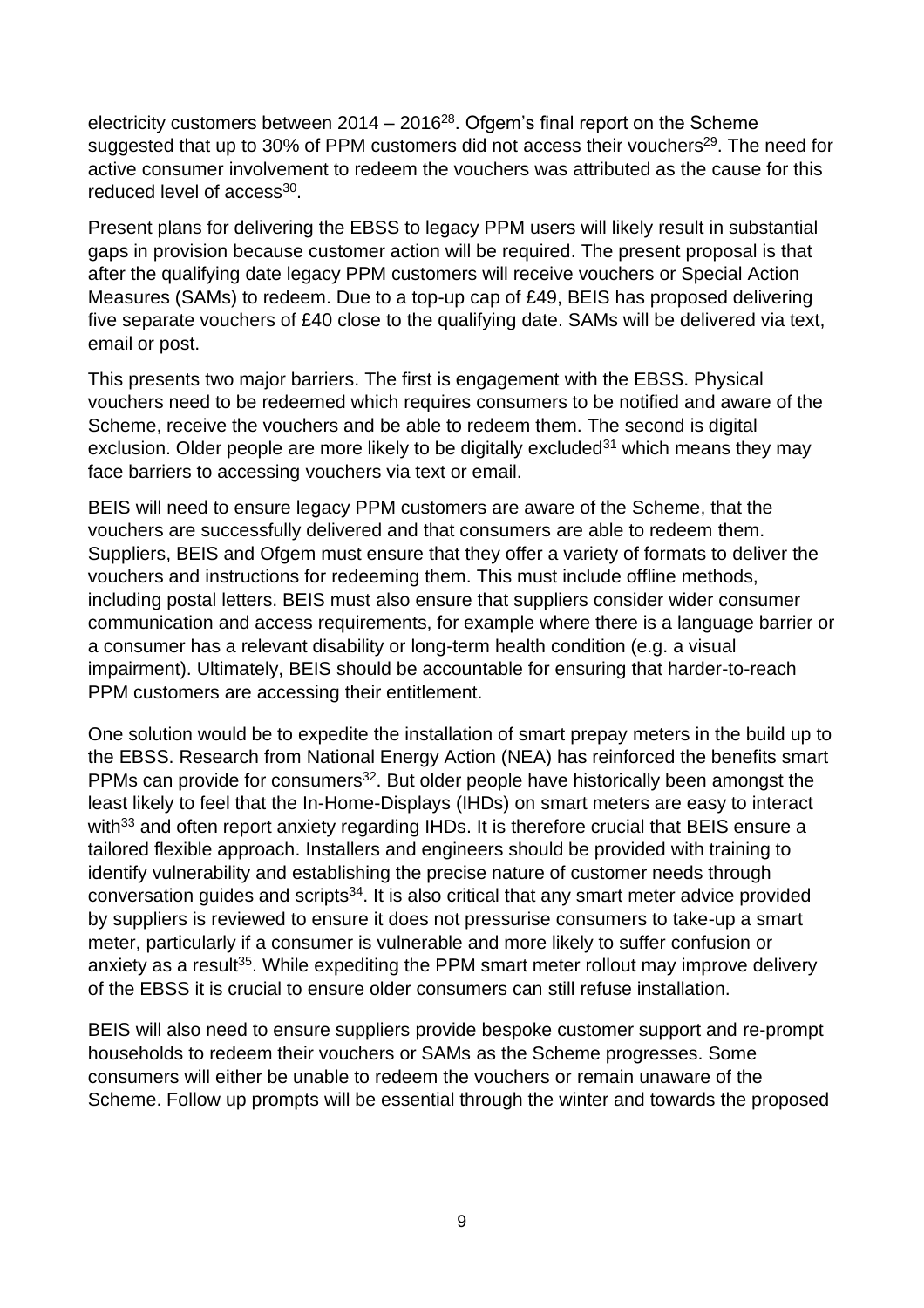electricity customers between 2014 – 2016[28]. Ofgem's final report on the Scheme suggested that up to 30% of PPM customers did not access their vouchers[29]. The need for active consumer involvement to redeem the vouchers was attributed as the cause for this reduced level of access[30].

Present plans for delivering the EBSS to legacy PPM users will likely result in substantial gaps in provision because customer action will be required. The present proposal is that after the qualifying date legacy PPM customers will receive vouchers or Special Action Measures (SAMs) to redeem. Due to a top-up cap of £49, BEIS has proposed delivering five separate vouchers of £40 close to the qualifying date. SAMs will be delivered via text, email or post.

This presents two major barriers. The first is engagement with the EBSS. Physical vouchers need to be redeemed which requires consumers to be notified and aware of the Scheme, receive the vouchers and be able to redeem them. The second is digital exclusion. Older people are more likely to be digitally excluded[31] which means they may face barriers to accessing vouchers via text or email.

BEIS will need to ensure legacy PPM customers are aware of the Scheme, that the vouchers are successfully delivered and that consumers are able to redeem them. Suppliers, BEIS and Ofgem must ensure that they offer a variety of formats to deliver the vouchers and instructions for redeeming them. This must include offline methods, including postal letters. BEIS must also ensure that suppliers consider wider consumer communication and access requirements, for example where there is a language barrier or a consumer has a relevant disability or long-term health condition (e.g. a visual impairment). Ultimately, BEIS should be accountable for ensuring that harder-to-reach PPM customers are accessing their entitlement.

One solution would be to expedite the installation of smart prepay meters in the build up to the EBSS. Research from National Energy Action (NEA) has reinforced the benefits smart PPMs can provide for consumers[32]. But older people have historically been amongst the least likely to feel that the In-Home-Displays (IHDs) on smart meters are easy to interact with[33] and often report anxiety regarding IHDs. It is therefore crucial that BEIS ensure a tailored flexible approach. Installers and engineers should be provided with training to identify vulnerability and establishing the precise nature of customer needs through conversation guides and scripts[34]. It is also critical that any smart meter advice provided by suppliers is reviewed to ensure it does not pressurise consumers to take-up a smart meter, particularly if a consumer is vulnerable and more likely to suffer confusion or anxiety as a result[35]. While expediting the PPM smart meter rollout may improve delivery of the EBSS it is crucial to ensure older consumers can still refuse installation.

BEIS will also need to ensure suppliers provide bespoke customer support and re-prompt households to redeem their vouchers or SAMs as the Scheme progresses. Some consumers will either be unable to redeem the vouchers or remain unaware of the Scheme. Follow up prompts will be essential through the winter and towards the proposed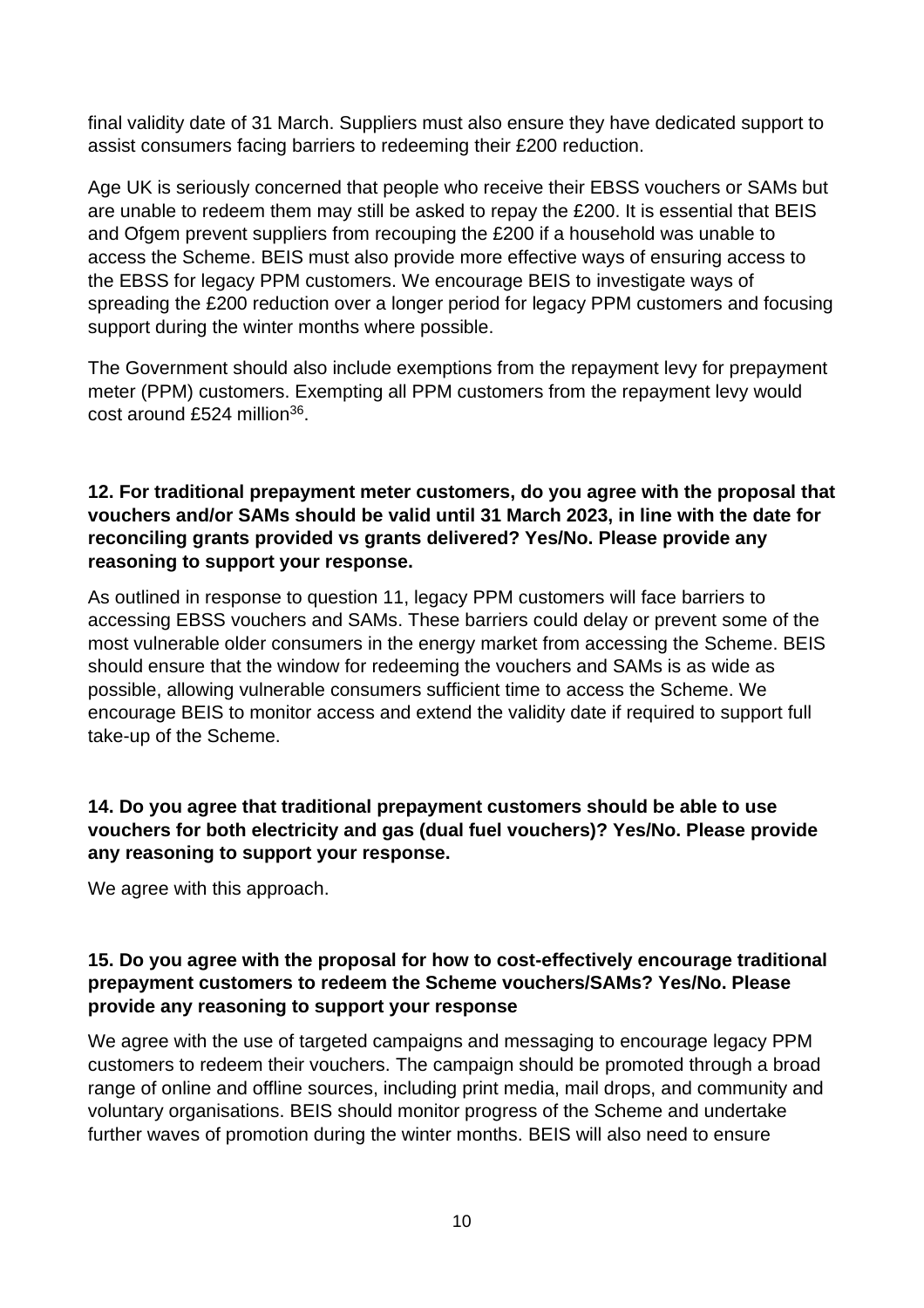final validity date of 31 March. Suppliers must also ensure they have dedicated support to assist consumers facing barriers to redeeming their £200 reduction.

Age UK is seriously concerned that people who receive their EBSS vouchers or SAMs but are unable to redeem them may still be asked to repay the £200. It is essential that BEIS and Ofgem prevent suppliers from recouping the £200 if a household was unable to access the Scheme. BEIS must also provide more effective ways of ensuring access to the EBSS for legacy PPM customers. We encourage BEIS to investigate ways of spreading the £200 reduction over a longer period for legacy PPM customers and focusing support during the winter months where possible.

The Government should also include exemptions from the repayment levy for prepayment meter (PPM) customers. Exempting all PPM customers from the repayment levy would cost around £524 million[36].

**12. For traditional prepayment meter customers, do you agree with the proposal that vouchers and/or SAMs should be valid until 31 March 2023, in line with the date for reconciling grants provided vs grants delivered? Yes/No. Please provide any reasoning to support your response.**

As outlined in response to question 11, legacy PPM customers will face barriers to accessing EBSS vouchers and SAMs. These barriers could delay or prevent some of the most vulnerable older consumers in the energy market from accessing the Scheme. BEIS should ensure that the window for redeeming the vouchers and SAMs is as wide as possible, allowing vulnerable consumers sufficient time to access the Scheme. We encourage BEIS to monitor access and extend the validity date if required to support full take-up of the Scheme.

**14. Do you agree that traditional prepayment customers should be able to use vouchers for both electricity and gas (dual fuel vouchers)? Yes/No. Please provide any reasoning to support your response.**

We agree with this approach.

**15. Do you agree with the proposal for how to cost-effectively encourage traditional prepayment customers to redeem the Scheme vouchers/SAMs? Yes/No. Please provide any reasoning to support your response**

We agree with the use of targeted campaigns and messaging to encourage legacy PPM customers to redeem their vouchers. The campaign should be promoted through a broad range of online and offline sources, including print media, mail drops, and community and voluntary organisations. BEIS should monitor progress of the Scheme and undertake further waves of promotion during the winter months. BEIS will also need to ensure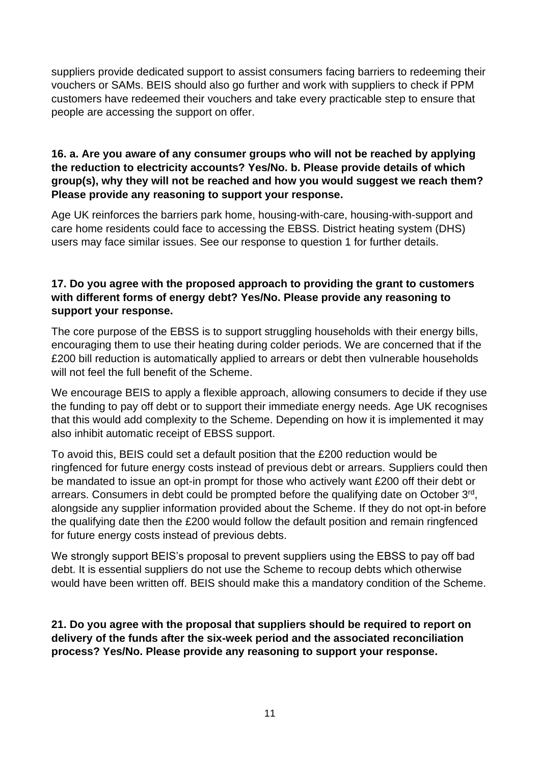suppliers provide dedicated support to assist consumers facing barriers to redeeming their vouchers or SAMs. BEIS should also go further and work with suppliers to check if PPM customers have redeemed their vouchers and take every practicable step to ensure that people are accessing the support on offer.

**16. a. Are you aware of any consumer groups who will not be reached by applying the reduction to electricity accounts? Yes/No. b. Please provide details of which group(s), why they will not be reached and how you would suggest we reach them? Please provide any reasoning to support your response.**

Age UK reinforces the barriers park home, housing-with-care, housing-with-support and care home residents could face to accessing the EBSS. District heating system (DHS) users may face similar issues. See our response to question 1 for further details.

**17. Do you agree with the proposed approach to providing the grant to customers with different forms of energy debt? Yes/No. Please provide any reasoning to support your response.**

The core purpose of the EBSS is to support struggling households with their energy bills, encouraging them to use their heating during colder periods. We are concerned that if the £200 bill reduction is automatically applied to arrears or debt then vulnerable households will not feel the full benefit of the Scheme.

We encourage BEIS to apply a flexible approach, allowing consumers to decide if they use the funding to pay off debt or to support their immediate energy needs. Age UK recognises that this would add complexity to the Scheme. Depending on how it is implemented it may also inhibit automatic receipt of EBSS support.

To avoid this, BEIS could set a default position that the £200 reduction would be ringfenced for future energy costs instead of previous debt or arrears. Suppliers could then be mandated to issue an opt-in prompt for those who actively want £200 off their debt or arrears. Consumers in debt could be prompted before the qualifying date on October 3rd, alongside any supplier information provided about the Scheme. If they do not opt-in before the qualifying date then the £200 would follow the default position and remain ringfenced for future energy costs instead of previous debts.

We strongly support BEIS's proposal to prevent suppliers using the EBSS to pay off bad debt. It is essential suppliers do not use the Scheme to recoup debts which otherwise would have been written off. BEIS should make this a mandatory condition of the Scheme.

**21. Do you agree with the proposal that suppliers should be required to report on delivery of the funds after the six-week period and the associated reconciliation process? Yes/No. Please provide any reasoning to support your response.**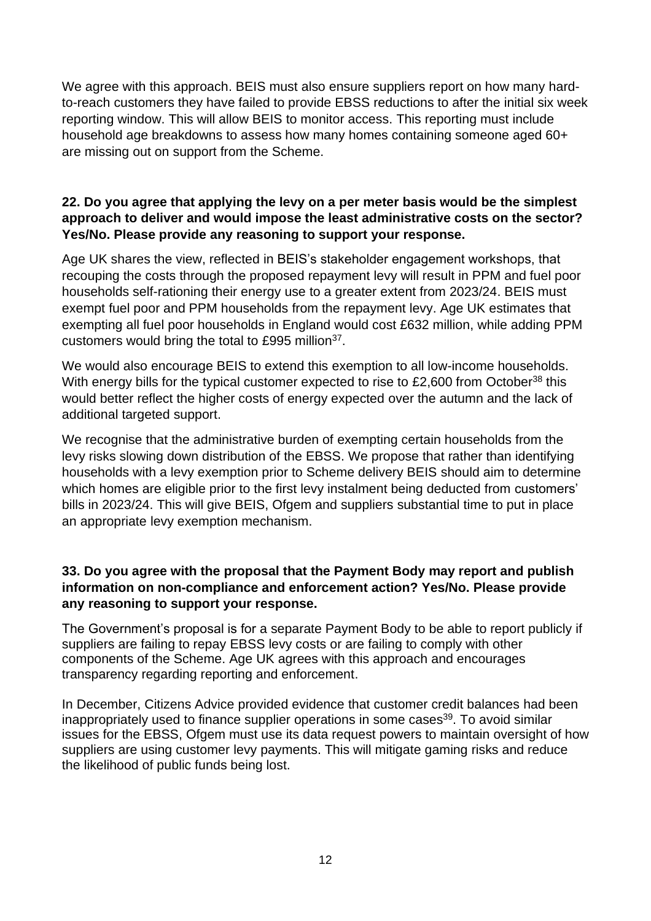We agree with this approach. BEIS must also ensure suppliers report on how many hard-to-reach customers they have failed to provide EBSS reductions to after the initial six week reporting window. This will allow BEIS to monitor access. This reporting must include household age breakdowns to assess how many homes containing someone aged 60+ are missing out on support from the Scheme.

**22. Do you agree that applying the levy on a per meter basis would be the simplest approach to deliver and would impose the least administrative costs on the sector? Yes/No. Please provide any reasoning to support your response.**

Age UK shares the view, reflected in BEIS's stakeholder engagement workshops, that recouping the costs through the proposed repayment levy will result in PPM and fuel poor households self-rationing their energy use to a greater extent from 2023/24. BEIS must exempt fuel poor and PPM households from the repayment levy. Age UK estimates that exempting all fuel poor households in England would cost £632 million, while adding PPM customers would bring the total to £995 million[37].

We would also encourage BEIS to extend this exemption to all low-income households. With energy bills for the typical customer expected to rise to £2,600 from October[38] this would better reflect the higher costs of energy expected over the autumn and the lack of additional targeted support.

We recognise that the administrative burden of exempting certain households from the levy risks slowing down distribution of the EBSS. We propose that rather than identifying households with a levy exemption prior to Scheme delivery BEIS should aim to determine which homes are eligible prior to the first levy instalment being deducted from customers' bills in 2023/24. This will give BEIS, Ofgem and suppliers substantial time to put in place an appropriate levy exemption mechanism.

**33. Do you agree with the proposal that the Payment Body may report and publish information on non-compliance and enforcement action? Yes/No. Please provide any reasoning to support your response.**

The Government's proposal is for a separate Payment Body to be able to report publicly if suppliers are failing to repay EBSS levy costs or are failing to comply with other components of the Scheme. Age UK agrees with this approach and encourages transparency regarding reporting and enforcement.

In December, Citizens Advice provided evidence that customer credit balances had been inappropriately used to finance supplier operations in some cases[39]. To avoid similar issues for the EBSS, Ofgem must use its data request powers to maintain oversight of how suppliers are using customer levy payments. This will mitigate gaming risks and reduce the likelihood of public funds being lost.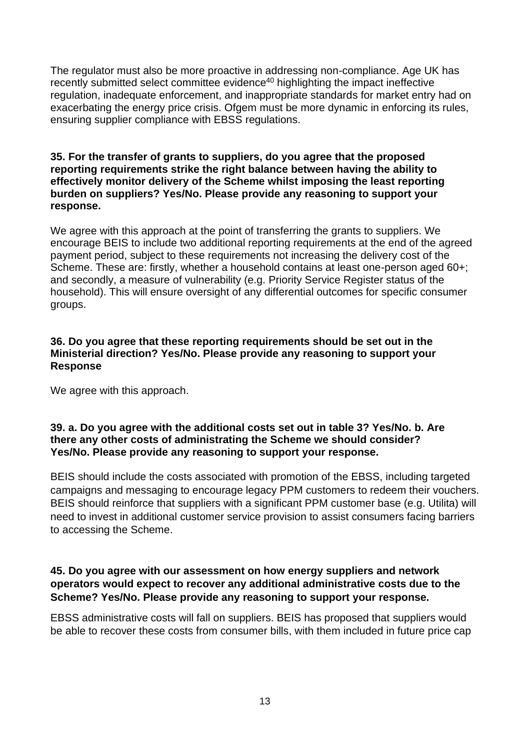The regulator must also be more proactive in addressing non-compliance. Age UK has recently submitted select committee evidence[40] highlighting the impact ineffective regulation, inadequate enforcement, and inappropriate standards for market entry had on exacerbating the energy price crisis. Ofgem must be more dynamic in enforcing its rules, ensuring supplier compliance with EBSS regulations.

**35. For the transfer of grants to suppliers, do you agree that the proposed reporting requirements strike the right balance between having the ability to effectively monitor delivery of the Scheme whilst imposing the least reporting burden on suppliers? Yes/No. Please provide any reasoning to support your response.**

We agree with this approach at the point of transferring the grants to suppliers. We encourage BEIS to include two additional reporting requirements at the end of the agreed payment period, subject to these requirements not increasing the delivery cost of the Scheme. These are: firstly, whether a household contains at least one-person aged 60+; and secondly, a measure of vulnerability (e.g. Priority Service Register status of the household). This will ensure oversight of any differential outcomes for specific consumer groups.

**36. Do you agree that these reporting requirements should be set out in the Ministerial direction? Yes/No. Please provide any reasoning to support your Response**

We agree with this approach.

**39. a. Do you agree with the additional costs set out in table 3? Yes/No. b. Are there any other costs of administrating the Scheme we should consider? Yes/No. Please provide any reasoning to support your response.**

BEIS should include the costs associated with promotion of the EBSS, including targeted campaigns and messaging to encourage legacy PPM customers to redeem their vouchers. BEIS should reinforce that suppliers with a significant PPM customer base (e.g. Utilita) will need to invest in additional customer service provision to assist consumers facing barriers to accessing the Scheme.

**45. Do you agree with our assessment on how energy suppliers and network operators would expect to recover any additional administrative costs due to the Scheme? Yes/No. Please provide any reasoning to support your response.**

EBSS administrative costs will fall on suppliers. BEIS has proposed that suppliers would be able to recover these costs from consumer bills, with them included in future price cap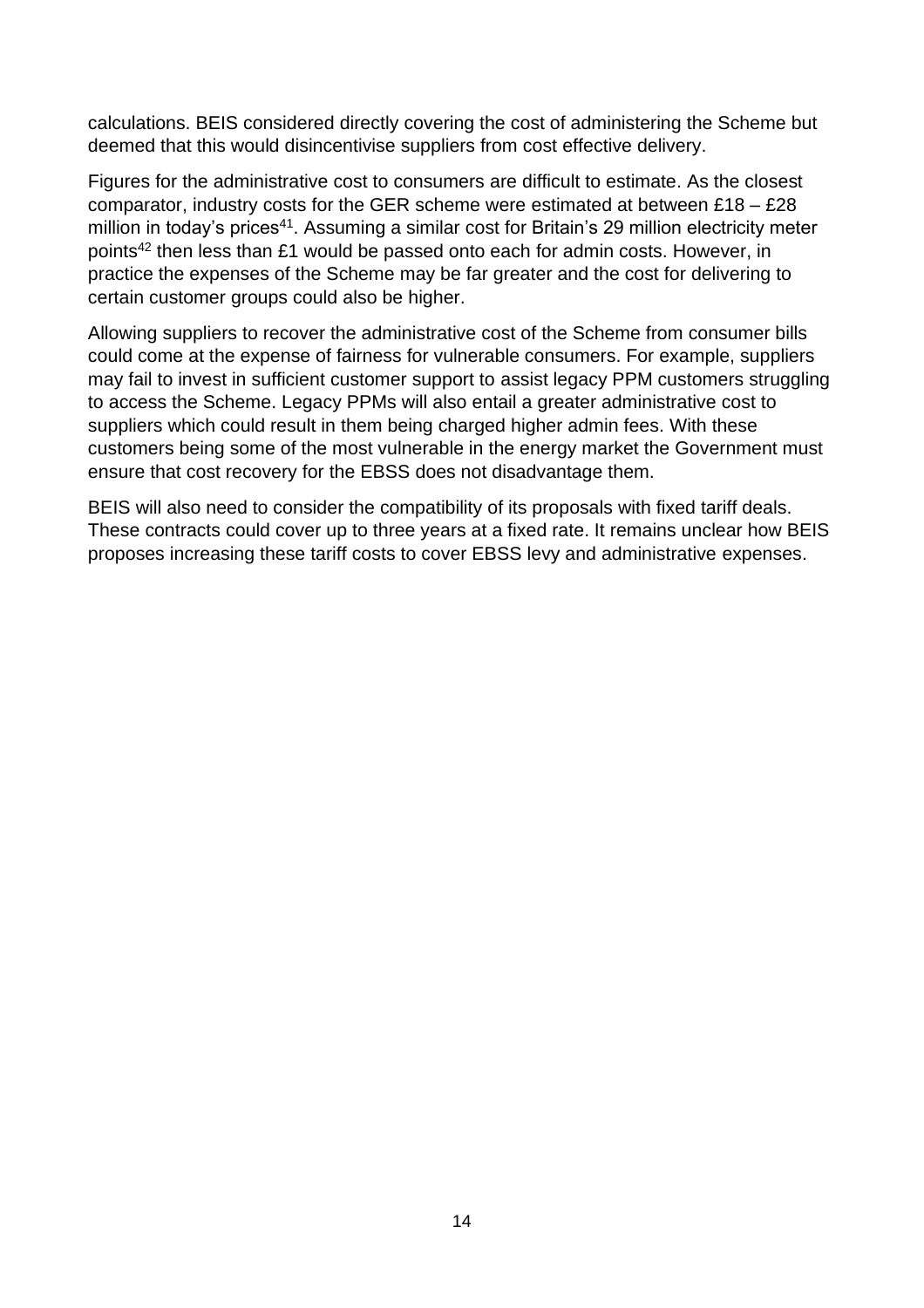calculations. BEIS considered directly covering the cost of administering the Scheme but deemed that this would disincentivise suppliers from cost effective delivery.

Figures for the administrative cost to consumers are difficult to estimate. As the closest comparator, industry costs for the GER scheme were estimated at between £18 – £28 million in today's prices[41]. Assuming a similar cost for Britain's 29 million electricity meter points[42] then less than £1 would be passed onto each for admin costs. However, in practice the expenses of the Scheme may be far greater and the cost for delivering to certain customer groups could also be higher.

Allowing suppliers to recover the administrative cost of the Scheme from consumer bills could come at the expense of fairness for vulnerable consumers. For example, suppliers may fail to invest in sufficient customer support to assist legacy PPM customers struggling to access the Scheme. Legacy PPMs will also entail a greater administrative cost to suppliers which could result in them being charged higher admin fees. With these customers being some of the most vulnerable in the energy market the Government must ensure that cost recovery for the EBSS does not disadvantage them.

BEIS will also need to consider the compatibility of its proposals with fixed tariff deals. These contracts could cover up to three years at a fixed rate. It remains unclear how BEIS proposes increasing these tariff costs to cover EBSS levy and administrative expenses.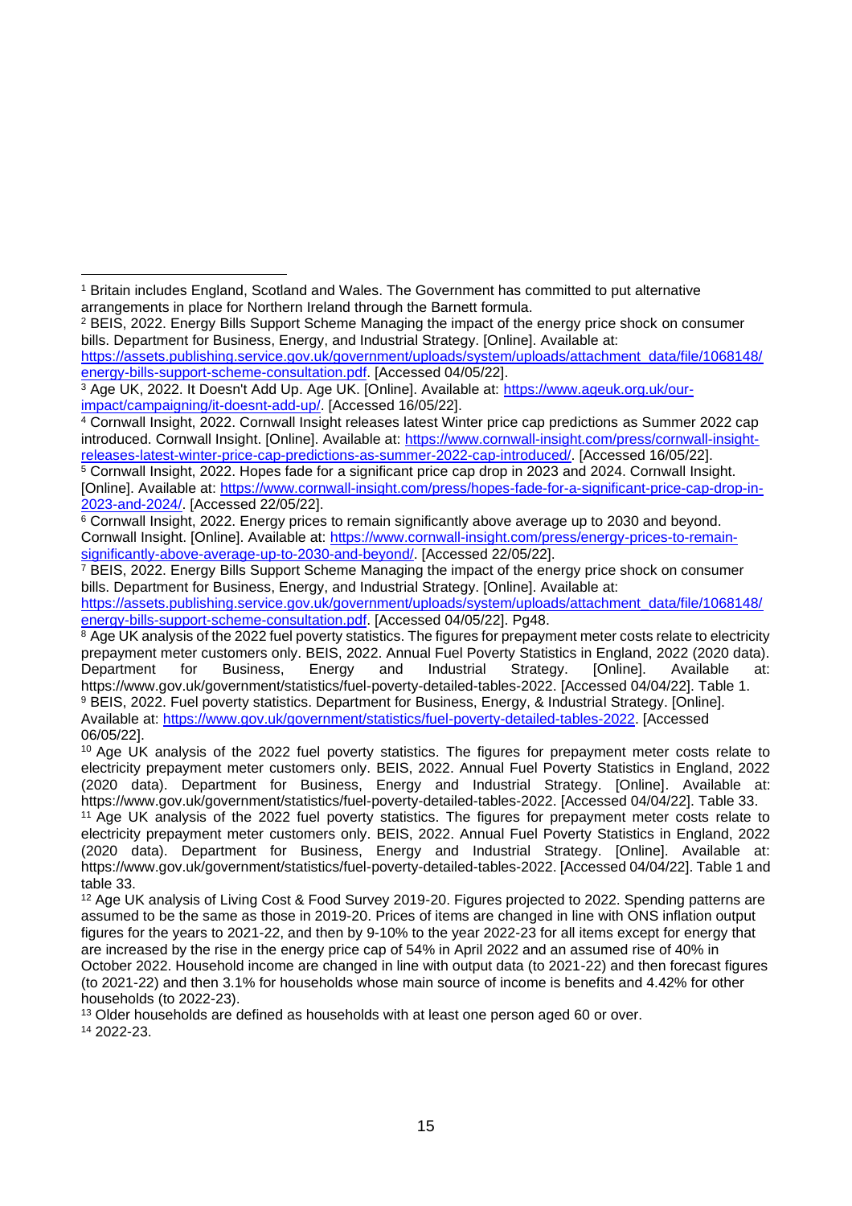[1] Britain includes England, Scotland and Wales. The Government has committed to put alternative arrangements in place for Northern Ireland through the Barnett formula.

[2] BEIS, 2022. Energy Bills Support Scheme Managing the impact of the energy price shock on consumer bills. Department for Business, Energy, and Industrial Strategy. [Online]. Available at: https://assets.publishing.service.gov.uk/government/uploads/system/uploads/attachment_data/file/1068148/energy-bills-support-scheme-consultation.pdf. [Accessed 04/05/22].

[3] Age UK, 2022. It Doesn't Add Up. Age UK. [Online]. Available at: https://www.ageuk.org.uk/our-impact/campaigning/it-doesnt-add-up/. [Accessed 16/05/22].

[4] Cornwall Insight, 2022. Cornwall Insight releases latest Winter price cap predictions as Summer 2022 cap introduced. Cornwall Insight. [Online]. Available at: https://www.cornwall-insight.com/press/cornwall-insight-releases-latest-winter-price-cap-predictions-as-summer-2022-cap-introduced/. [Accessed 16/05/22].

[5] Cornwall Insight, 2022. Hopes fade for a significant price cap drop in 2023 and 2024. Cornwall Insight. [Online]. Available at: https://www.cornwall-insight.com/press/hopes-fade-for-a-significant-price-cap-drop-in-2023-and-2024/. [Accessed 22/05/22].

[6] Cornwall Insight, 2022. Energy prices to remain significantly above average up to 2030 and beyond. Cornwall Insight. [Online]. Available at: https://www.cornwall-insight.com/press/energy-prices-to-remain-significantly-above-average-up-to-2030-and-beyond/. [Accessed 22/05/22].

[7] BEIS, 2022. Energy Bills Support Scheme Managing the impact of the energy price shock on consumer bills. Department for Business, Energy, and Industrial Strategy. [Online]. Available at: https://assets.publishing.service.gov.uk/government/uploads/system/uploads/attachment_data/file/1068148/energy-bills-support-scheme-consultation.pdf. [Accessed 04/05/22]. Pg48.

[8] Age UK analysis of the 2022 fuel poverty statistics. The figures for prepayment meter costs relate to electricity prepayment meter customers only. BEIS, 2022. Annual Fuel Poverty Statistics in England, 2022 (2020 data). Department for Business, Energy and Industrial Strategy. [Online]. Available at: https://www.gov.uk/government/statistics/fuel-poverty-detailed-tables-2022. [Accessed 04/04/22]. Table 1.

[9] BEIS, 2022. Fuel poverty statistics. Department for Business, Energy, & Industrial Strategy. [Online]. Available at: https://www.gov.uk/government/statistics/fuel-poverty-detailed-tables-2022. [Accessed 06/05/22].

[10] Age UK analysis of the 2022 fuel poverty statistics. The figures for prepayment meter costs relate to electricity prepayment meter customers only. BEIS, 2022. Annual Fuel Poverty Statistics in England, 2022 (2020 data). Department for Business, Energy and Industrial Strategy. [Online]. Available at: https://www.gov.uk/government/statistics/fuel-poverty-detailed-tables-2022. [Accessed 04/04/22]. Table 33.

[11] Age UK analysis of the 2022 fuel poverty statistics. The figures for prepayment meter costs relate to electricity prepayment meter customers only. BEIS, 2022. Annual Fuel Poverty Statistics in England, 2022 (2020 data). Department for Business, Energy and Industrial Strategy. [Online]. Available at: https://www.gov.uk/government/statistics/fuel-poverty-detailed-tables-2022. [Accessed 04/04/22]. Table 1 and table 33.

[12] Age UK analysis of Living Cost & Food Survey 2019-20. Figures projected to 2022. Spending patterns are assumed to be the same as those in 2019-20. Prices of items are changed in line with ONS inflation output figures for the years to 2021-22, and then by 9-10% to the year 2022-23 for all items except for energy that are increased by the rise in the energy price cap of 54% in April 2022 and an assumed rise of 40% in October 2022. Household income are changed in line with output data (to 2021-22) and then forecast figures (to 2021-22) and then 3.1% for households whose main source of income is benefits and 4.42% for other households (to 2022-23).

[13] Older households are defined as households with at least one person aged 60 or over.

[14] 2022-23.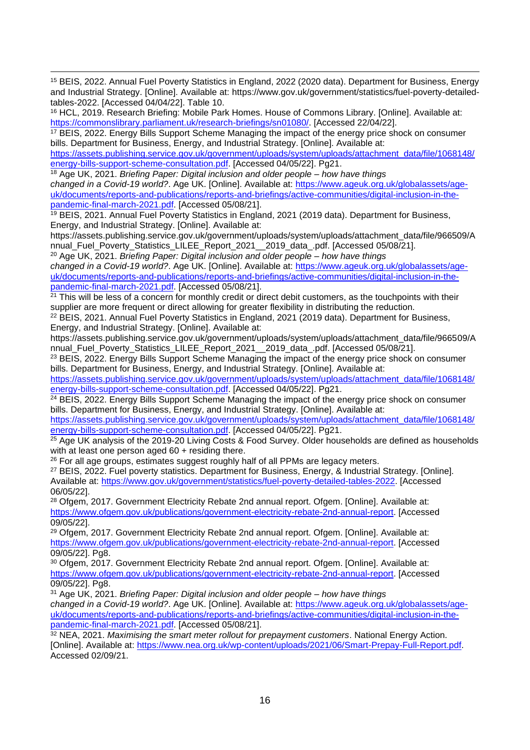[15] BEIS, 2022. Annual Fuel Poverty Statistics in England, 2022 (2020 data). Department for Business, Energy and Industrial Strategy. [Online]. Available at: https://www.gov.uk/government/statistics/fuel-poverty-detailed-tables-2022. [Accessed 04/04/22]. Table 10.

[16] HCL, 2019. Research Briefing: Mobile Park Homes. House of Commons Library. [Online]. Available at: https://commonslibrary.parliament.uk/research-briefings/sn01080/. [Accessed 22/04/22].

[17] BEIS, 2022. Energy Bills Support Scheme Managing the impact of the energy price shock on consumer bills. Department for Business, Energy, and Industrial Strategy. [Online]. Available at: https://assets.publishing.service.gov.uk/government/uploads/system/uploads/attachment_data/file/1068148/energy-bills-support-scheme-consultation.pdf. [Accessed 04/05/22]. Pg21.

[18] Age UK, 2021. *Briefing Paper: Digital inclusion and older people – how have things changed in a Covid-19 world?*. Age UK. [Online]. Available at: https://www.ageuk.org.uk/globalassets/age-uk/documents/reports-and-publications/reports-and-briefings/active-communities/digital-inclusion-in-the-pandemic-final-march-2021.pdf. [Accessed 05/08/21].

[19] BEIS, 2021. Annual Fuel Poverty Statistics in England, 2021 (2019 data). Department for Business, Energy, and Industrial Strategy. [Online]. Available at: https://assets.publishing.service.gov.uk/government/uploads/system/uploads/attachment_data/file/966509/Annual_Fuel_Poverty_Statistics_LILEE_Report_2021__2019_data_.pdf. [Accessed 05/08/21].

[20] Age UK, 2021. *Briefing Paper: Digital inclusion and older people – how have things changed in a Covid-19 world?*. Age UK. [Online]. Available at: https://www.ageuk.org.uk/globalassets/age-uk/documents/reports-and-publications/reports-and-briefings/active-communities/digital-inclusion-in-the-pandemic-final-march-2021.pdf. [Accessed 05/08/21].

[21] This will be less of a concern for monthly credit or direct debit customers, as the touchpoints with their supplier are more frequent or direct allowing for greater flexibility in distributing the reduction.

[22] BEIS, 2021. Annual Fuel Poverty Statistics in England, 2021 (2019 data). Department for Business, Energy, and Industrial Strategy. [Online]. Available at: https://assets.publishing.service.gov.uk/government/uploads/system/uploads/attachment_data/file/966509/Annual_Fuel_Poverty_Statistics_LILEE_Report_2021__2019_data_.pdf. [Accessed 05/08/21].

[23] BEIS, 2022. Energy Bills Support Scheme Managing the impact of the energy price shock on consumer bills. Department for Business, Energy, and Industrial Strategy. [Online]. Available at: https://assets.publishing.service.gov.uk/government/uploads/system/uploads/attachment_data/file/1068148/energy-bills-support-scheme-consultation.pdf. [Accessed 04/05/22]. Pg21.

[24] BEIS, 2022. Energy Bills Support Scheme Managing the impact of the energy price shock on consumer bills. Department for Business, Energy, and Industrial Strategy. [Online]. Available at: https://assets.publishing.service.gov.uk/government/uploads/system/uploads/attachment_data/file/1068148/energy-bills-support-scheme-consultation.pdf. [Accessed 04/05/22]. Pg21.

[25] Age UK analysis of the 2019-20 Living Costs & Food Survey. Older households are defined as households with at least one person aged 60 + residing there.

[26] For all age groups, estimates suggest roughly half of all PPMs are legacy meters.

[27] BEIS, 2022. Fuel poverty statistics. Department for Business, Energy, & Industrial Strategy. [Online]. Available at: https://www.gov.uk/government/statistics/fuel-poverty-detailed-tables-2022. [Accessed 06/05/22].

[28] Ofgem, 2017. Government Electricity Rebate 2nd annual report. Ofgem. [Online]. Available at: https://www.ofgem.gov.uk/publications/government-electricity-rebate-2nd-annual-report. [Accessed 09/05/22].

[29] Ofgem, 2017. Government Electricity Rebate 2nd annual report. Ofgem. [Online]. Available at: https://www.ofgem.gov.uk/publications/government-electricity-rebate-2nd-annual-report. [Accessed 09/05/22]. Pg8.

[30] Ofgem, 2017. Government Electricity Rebate 2nd annual report. Ofgem. [Online]. Available at: https://www.ofgem.gov.uk/publications/government-electricity-rebate-2nd-annual-report. [Accessed 09/05/22]. Pg8.

[31] Age UK, 2021. *Briefing Paper: Digital inclusion and older people – how have things changed in a Covid-19 world?*. Age UK. [Online]. Available at: https://www.ageuk.org.uk/globalassets/age-uk/documents/reports-and-publications/reports-and-briefings/active-communities/digital-inclusion-in-the-pandemic-final-march-2021.pdf. [Accessed 05/08/21].

[32] NEA, 2021. *Maximising the smart meter rollout for prepayment customers*. National Energy Action. [Online]. Available at: https://www.nea.org.uk/wp-content/uploads/2021/06/Smart-Prepay-Full-Report.pdf. Accessed 02/09/21.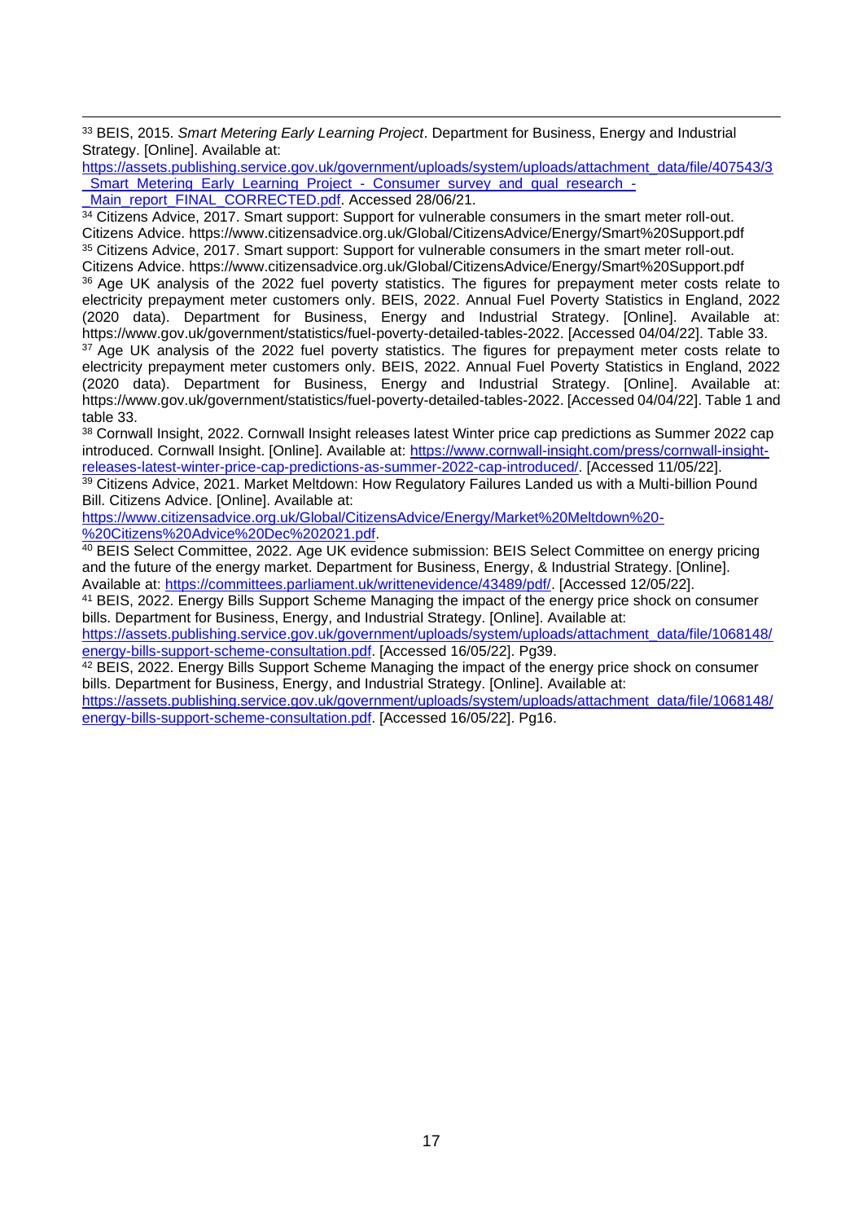[33] BEIS, 2015. *Smart Metering Early Learning Project*. Department for Business, Energy and Industrial Strategy. [Online]. Available at: https://assets.publishing.service.gov.uk/government/uploads/system/uploads/attachment_data/file/407543/3_Smart_Metering_Early_Learning_Project_-_Consumer_survey_and_qual_research_-_Main_report_FINAL_CORRECTED.pdf. Accessed 28/06/21.

[34] Citizens Advice, 2017. Smart support: Support for vulnerable consumers in the smart meter roll-out. Citizens Advice. https://www.citizensadvice.org.uk/Global/CitizensAdvice/Energy/Smart%20Support.pdf

[35] Citizens Advice, 2017. Smart support: Support for vulnerable consumers in the smart meter roll-out. Citizens Advice. https://www.citizensadvice.org.uk/Global/CitizensAdvice/Energy/Smart%20Support.pdf

[36] Age UK analysis of the 2022 fuel poverty statistics. The figures for prepayment meter costs relate to electricity prepayment meter customers only. BEIS, 2022. Annual Fuel Poverty Statistics in England, 2022 (2020 data). Department for Business, Energy and Industrial Strategy. [Online]. Available at: https://www.gov.uk/government/statistics/fuel-poverty-detailed-tables-2022. [Accessed 04/04/22]. Table 33.

[37] Age UK analysis of the 2022 fuel poverty statistics. The figures for prepayment meter costs relate to electricity prepayment meter customers only. BEIS, 2022. Annual Fuel Poverty Statistics in England, 2022 (2020 data). Department for Business, Energy and Industrial Strategy. [Online]. Available at: https://www.gov.uk/government/statistics/fuel-poverty-detailed-tables-2022. [Accessed 04/04/22]. Table 1 and table 33.

[38] Cornwall Insight, 2022. Cornwall Insight releases latest Winter price cap predictions as Summer 2022 cap introduced. Cornwall Insight. [Online]. Available at: https://www.cornwall-insight.com/press/cornwall-insight-releases-latest-winter-price-cap-predictions-as-summer-2022-cap-introduced/. [Accessed 11/05/22].

[39] Citizens Advice, 2021. Market Meltdown: How Regulatory Failures Landed us with a Multi-billion Pound Bill. Citizens Advice. [Online]. Available at: https://www.citizensadvice.org.uk/Global/CitizensAdvice/Energy/Market%20Meltdown%20-%20Citizens%20Advice%20Dec%202021.pdf.

[40] BEIS Select Committee, 2022. Age UK evidence submission: BEIS Select Committee on energy pricing and the future of the energy market. Department for Business, Energy, & Industrial Strategy. [Online]. Available at: https://committees.parliament.uk/writtenevidence/43489/pdf/. [Accessed 12/05/22].

[41] BEIS, 2022. Energy Bills Support Scheme Managing the impact of the energy price shock on consumer bills. Department for Business, Energy, and Industrial Strategy. [Online]. Available at: https://assets.publishing.service.gov.uk/government/uploads/system/uploads/attachment_data/file/1068148/energy-bills-support-scheme-consultation.pdf. [Accessed 16/05/22]. Pg39.

[42] BEIS, 2022. Energy Bills Support Scheme Managing the impact of the energy price shock on consumer bills. Department for Business, Energy, and Industrial Strategy. [Online]. Available at: https://assets.publishing.service.gov.uk/government/uploads/system/uploads/attachment_data/file/1068148/energy-bills-support-scheme-consultation.pdf. [Accessed 16/05/22]. Pg16.